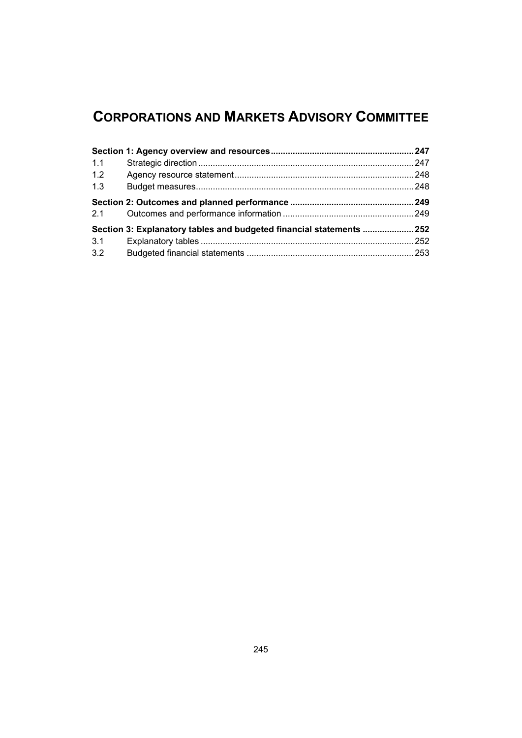# CORPORATIONS AND MARKETS ADVISORY COMMITTEE

| | | |
|---|---|---|
| **Section 1: Agency overview and resources** | | **247** |
| 1.1 | Strategic direction | 247 |
| 1.2 | Agency resource statement | 248 |
| 1.3 | Budget measures | 248 |
| **Section 2: Outcomes and planned performance** | | **249** |
| 2.1 | Outcomes and performance information | 249 |
| **Section 3: Explanatory tables and budgeted financial statements** | | **252** |
| 3.1 | Explanatory tables | 252 |
| 3.2 | Budgeted financial statements | 253 |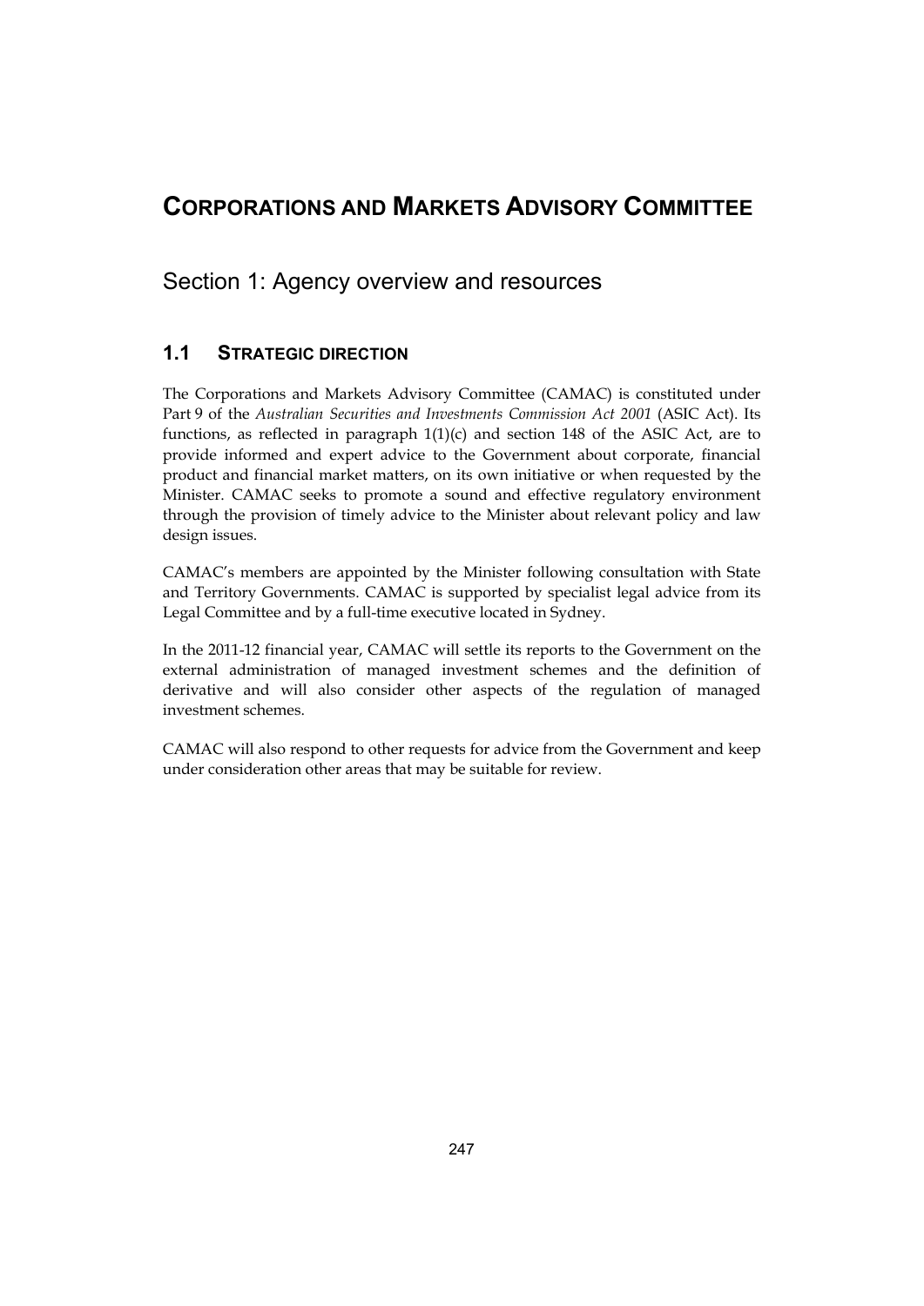# CORPORATIONS AND MARKETS ADVISORY COMMITTEE

## Section 1: Agency overview and resources

### 1.1 STRATEGIC DIRECTION

The Corporations and Markets Advisory Committee (CAMAC) is constituted under Part 9 of the *Australian Securities and Investments Commission Act 2001* (ASIC Act). Its functions, as reflected in paragraph 1(1)(c) and section 148 of the ASIC Act, are to provide informed and expert advice to the Government about corporate, financial product and financial market matters, on its own initiative or when requested by the Minister. CAMAC seeks to promote a sound and effective regulatory environment through the provision of timely advice to the Minister about relevant policy and law design issues.

CAMAC's members are appointed by the Minister following consultation with State and Territory Governments. CAMAC is supported by specialist legal advice from its Legal Committee and by a full-time executive located in Sydney.

In the 2011-12 financial year, CAMAC will settle its reports to the Government on the external administration of managed investment schemes and the definition of derivative and will also consider other aspects of the regulation of managed investment schemes.

CAMAC will also respond to other requests for advice from the Government and keep under consideration other areas that may be suitable for review.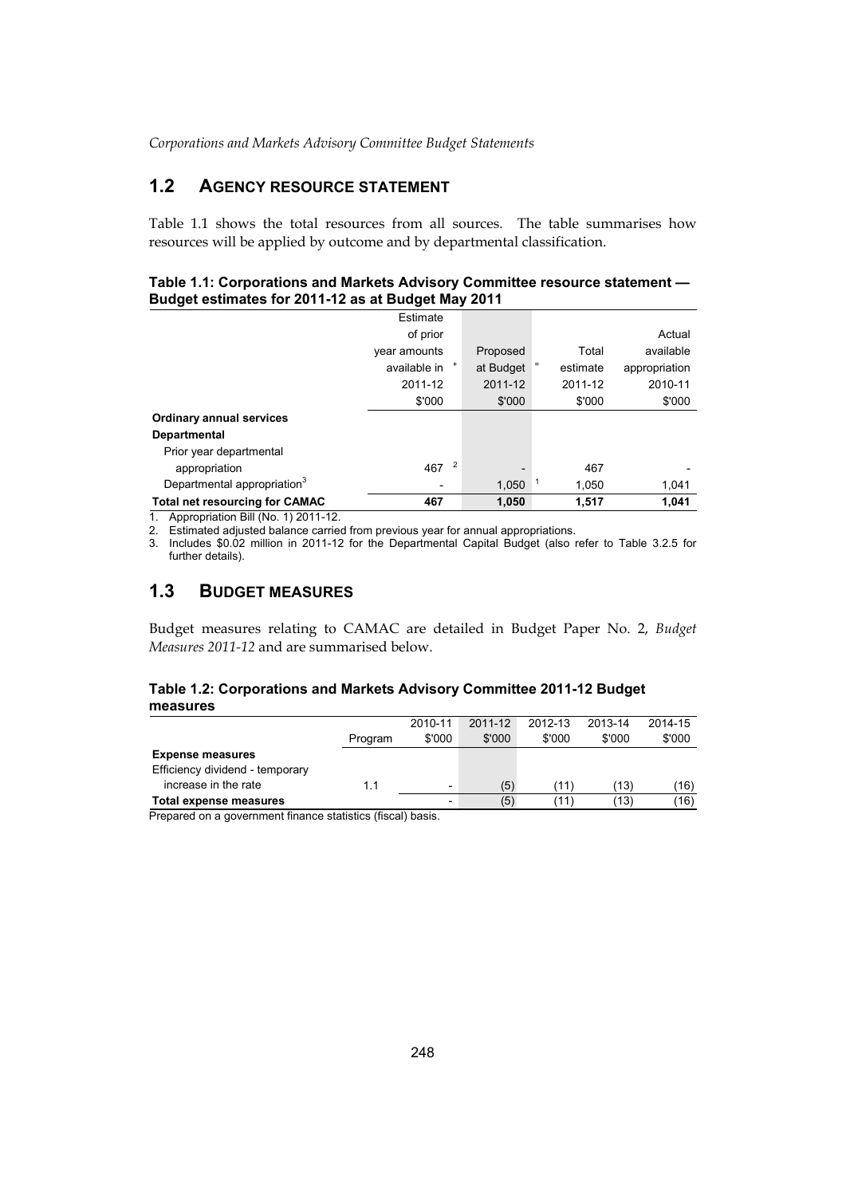## 1.2 AGENCY RESOURCE STATEMENT

Table 1.1 shows the total resources from all sources. The table summarises how resources will be applied by outcome and by departmental classification.

**Table 1.1: Corporations and Markets Advisory Committee resource statement — Budget estimates for 2011-12 as at Budget May 2011**

| | Estimate of prior year amounts available in 2011-12 $'000 | + | Proposed at Budget 2011-12 $'000 | = | Total estimate 2011-12 $'000 | Actual available appropriation 2010-11 $'000 |
|---|---|---|---|---|---|---|
| **Ordinary annual services** | | | | | | |
| **Departmental** | | | | | | |
| Prior year departmental appropriation | 467 [2] | | - | | 467 | - |
| Departmental appropriation[3] | - | | 1,050 [1] | | 1,050 | 1,041 |
| **Total net resourcing for CAMAC** | **467** | | **1,050** | | **1,517** | **1,041** |

1. Appropriation Bill (No. 1) 2011-12.
2. Estimated adjusted balance carried from previous year for annual appropriations.
3. Includes $0.02 million in 2011-12 for the Departmental Capital Budget (also refer to Table 3.2.5 for further details).

## 1.3 BUDGET MEASURES

Budget measures relating to CAMAC are detailed in Budget Paper No. 2, *Budget Measures 2011-12* and are summarised below.

**Table 1.2: Corporations and Markets Advisory Committee 2011-12 Budget measures**

| | Program | 2010-11 $'000 | 2011-12 $'000 | 2012-13 $'000 | 2013-14 $'000 | 2014-15 $'000 |
|---|---|---|---|---|---|---|
| **Expense measures** | | | | | | |
| Efficiency dividend - temporary increase in the rate | 1.1 | - | (5) | (11) | (13) | (16) |
| **Total expense measures** | | - | (5) | (11) | (13) | (16) |

Prepared on a government finance statistics (fiscal) basis.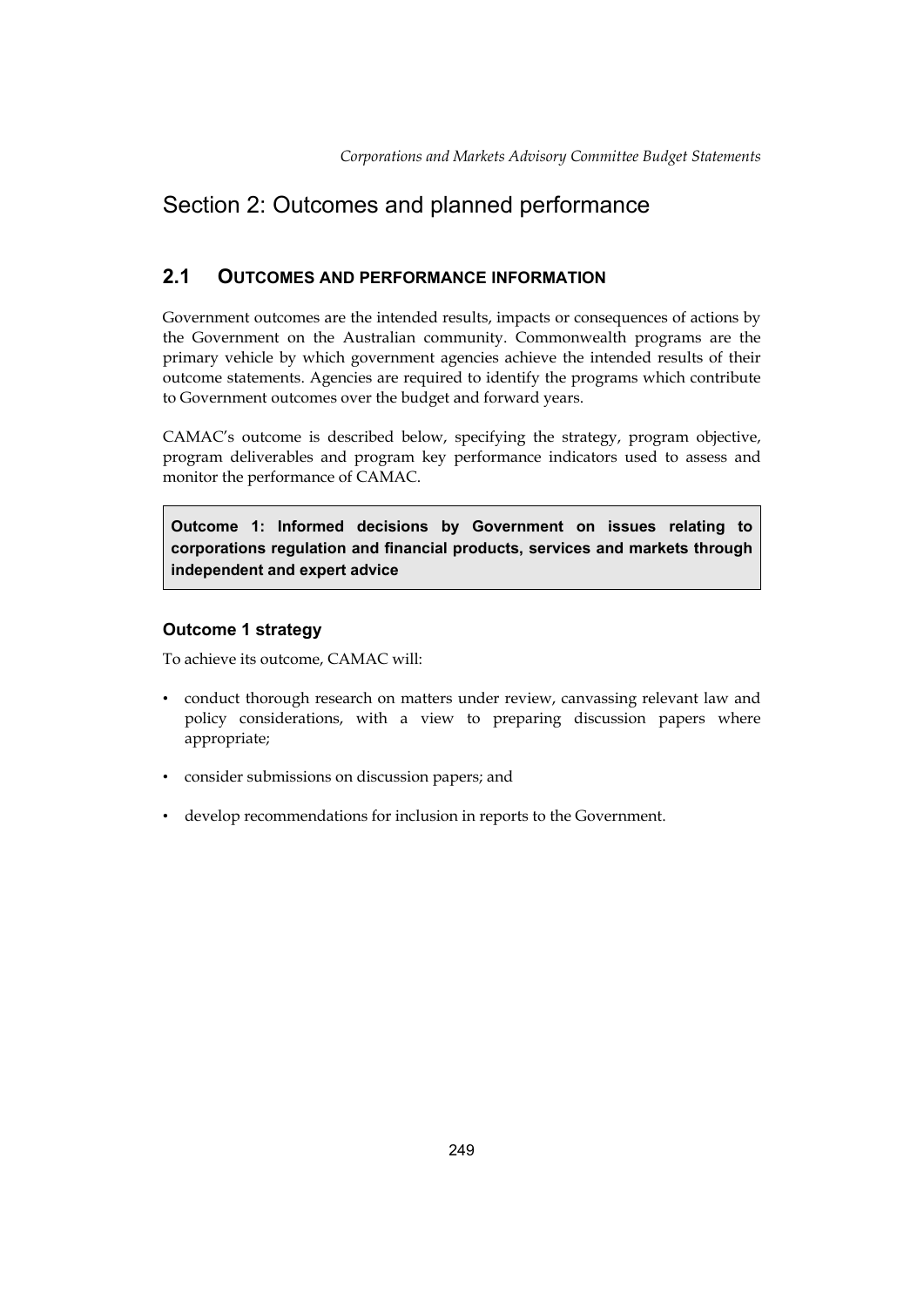# Section 2: Outcomes and planned performance

## 2.1 OUTCOMES AND PERFORMANCE INFORMATION

Government outcomes are the intended results, impacts or consequences of actions by the Government on the Australian community. Commonwealth programs are the primary vehicle by which government agencies achieve the intended results of their outcome statements. Agencies are required to identify the programs which contribute to Government outcomes over the budget and forward years.

CAMAC's outcome is described below, specifying the strategy, program objective, program deliverables and program key performance indicators used to assess and monitor the performance of CAMAC.

**Outcome 1: Informed decisions by Government on issues relating to corporations regulation and financial products, services and markets through independent and expert advice**

### Outcome 1 strategy

To achieve its outcome, CAMAC will:

- conduct thorough research on matters under review, canvassing relevant law and policy considerations, with a view to preparing discussion papers where appropriate;
- consider submissions on discussion papers; and
- develop recommendations for inclusion in reports to the Government.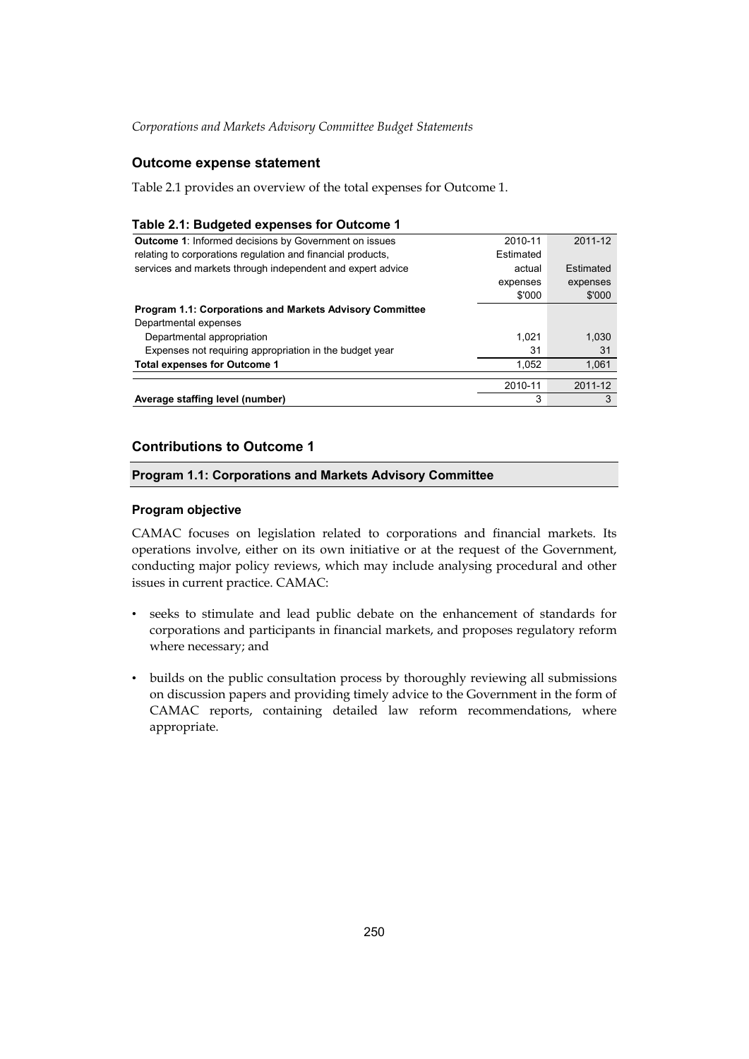## Outcome expense statement

Table 2.1 provides an overview of the total expenses for Outcome 1.

**Table 2.1: Budgeted expenses for Outcome 1**

| **Outcome 1**: Informed decisions by Government on issues relating to corporations regulation and financial products, services and markets through independent and expert advice | 2010-11 Estimated actual expenses $'000 | 2011-12 Estimated expenses $'000 |
|---|---|---|
| **Program 1.1: Corporations and Markets Advisory Committee** | | |
| Departmental expenses | | |
| Departmental appropriation | 1,021 | 1,030 |
| Expenses not requiring appropriation in the budget year | 31 | 31 |
| **Total expenses for Outcome 1** | 1,052 | 1,061 |
| | 2010-11 | 2011-12 |
| **Average staffing level (number)** | 3 | 3 |

## Contributions to Outcome 1

### Program 1.1: Corporations and Markets Advisory Committee

#### Program objective

CAMAC focuses on legislation related to corporations and financial markets. Its operations involve, either on its own initiative or at the request of the Government, conducting major policy reviews, which may include analysing procedural and other issues in current practice. CAMAC:

- seeks to stimulate and lead public debate on the enhancement of standards for corporations and participants in financial markets, and proposes regulatory reform where necessary; and
- builds on the public consultation process by thoroughly reviewing all submissions on discussion papers and providing timely advice to the Government in the form of CAMAC reports, containing detailed law reform recommendations, where appropriate.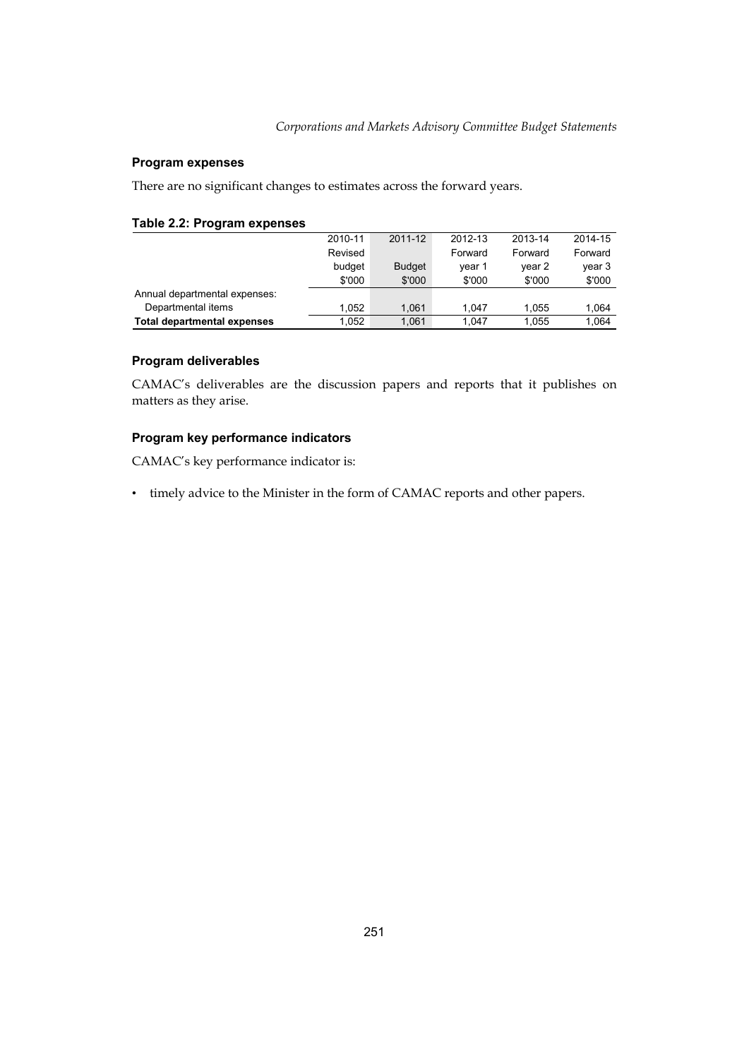### Program expenses

There are no significant changes to estimates across the forward years.

#### Table 2.2: Program expenses

| | 2010-11 Revised budget $'000 | 2011-12 Budget $'000 | 2012-13 Forward year 1 $'000 | 2013-14 Forward year 2 $'000 | 2014-15 Forward year 3 $'000 |
|---|---|---|---|---|---|
| Annual departmental expenses: | | | | | |
| Departmental items | 1,052 | 1,061 | 1,047 | 1,055 | 1,064 |
| **Total departmental expenses** | 1,052 | 1,061 | 1,047 | 1,055 | 1,064 |

### Program deliverables

CAMAC's deliverables are the discussion papers and reports that it publishes on matters as they arise.

### Program key performance indicators

CAMAC's key performance indicator is:

- timely advice to the Minister in the form of CAMAC reports and other papers.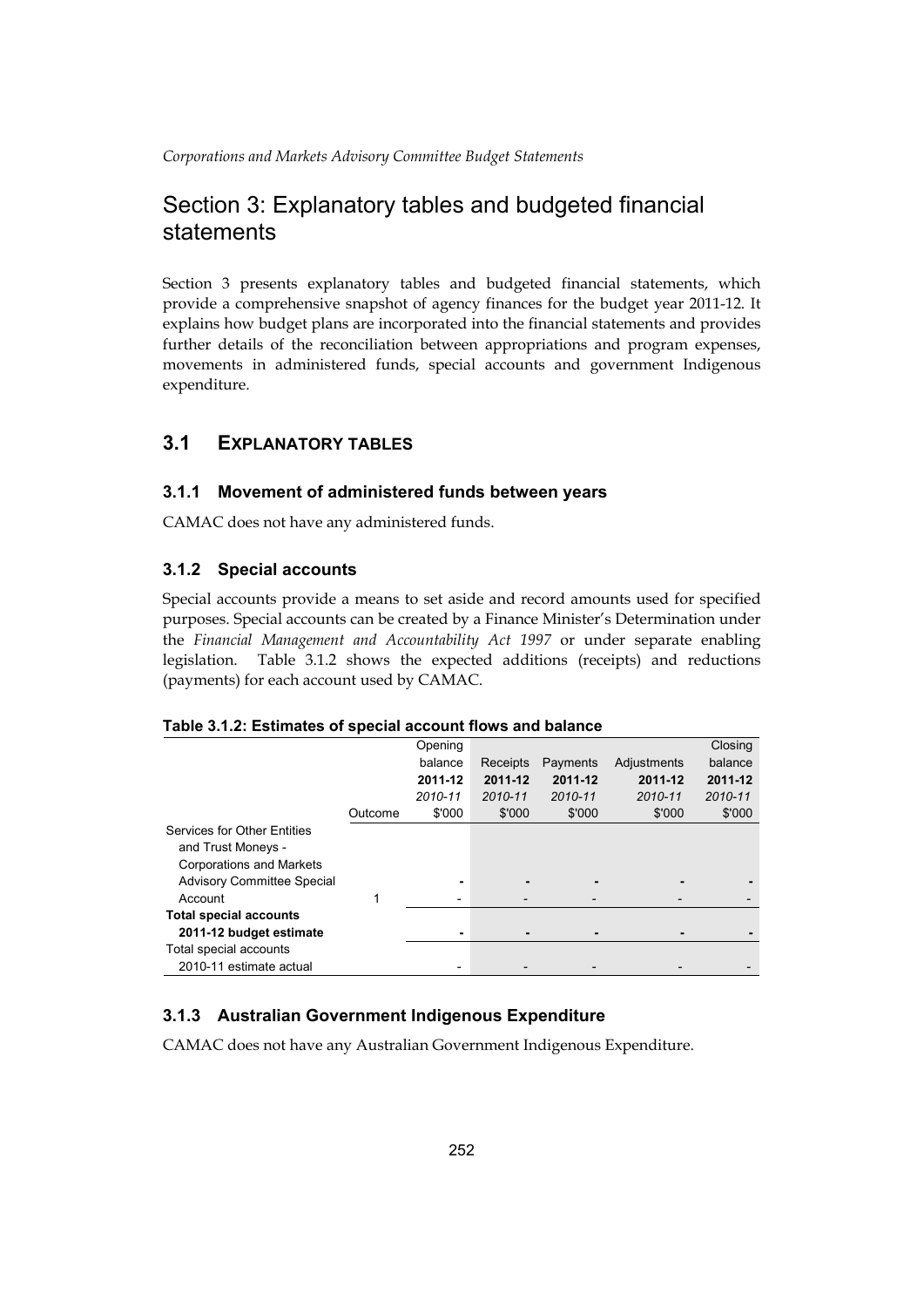# Section 3: Explanatory tables and budgeted financial statements

Section 3 presents explanatory tables and budgeted financial statements, which provide a comprehensive snapshot of agency finances for the budget year 2011-12. It explains how budget plans are incorporated into the financial statements and provides further details of the reconciliation between appropriations and program expenses, movements in administered funds, special accounts and government Indigenous expenditure.

## 3.1 EXPLANATORY TABLES

### 3.1.1 Movement of administered funds between years

CAMAC does not have any administered funds.

### 3.1.2 Special accounts

Special accounts provide a means to set aside and record amounts used for specified purposes. Special accounts can be created by a Finance Minister's Determination under the *Financial Management and Accountability Act 1997* or under separate enabling legislation. Table 3.1.2 shows the expected additions (receipts) and reductions (payments) for each account used by CAMAC.

**Table 3.1.2: Estimates of special account flows and balance**

| | Outcome | Opening balance **2011-12** *2010-11* $'000 | Receipts **2011-12** *2010-11* $'000 | Payments **2011-12** *2010-11* $'000 | Adjustments **2011-12** *2010-11* $'000 | Closing balance **2011-12** *2010-11* $'000 |
|---|---|---|---|---|---|---|
| Services for Other Entities and Trust Moneys - Corporations and Markets Advisory Committee Special Account | 1 | **-** / - | **-** / - | **-** / - | **-** / - | **-** / - |
| **Total special accounts 2011-12 budget estimate** | | **-** | **-** | **-** | **-** | **-** |
| Total special accounts 2010-11 estimate actual | | - | - | - | - | - |

### 3.1.3 Australian Government Indigenous Expenditure

CAMAC does not have any Australian Government Indigenous Expenditure.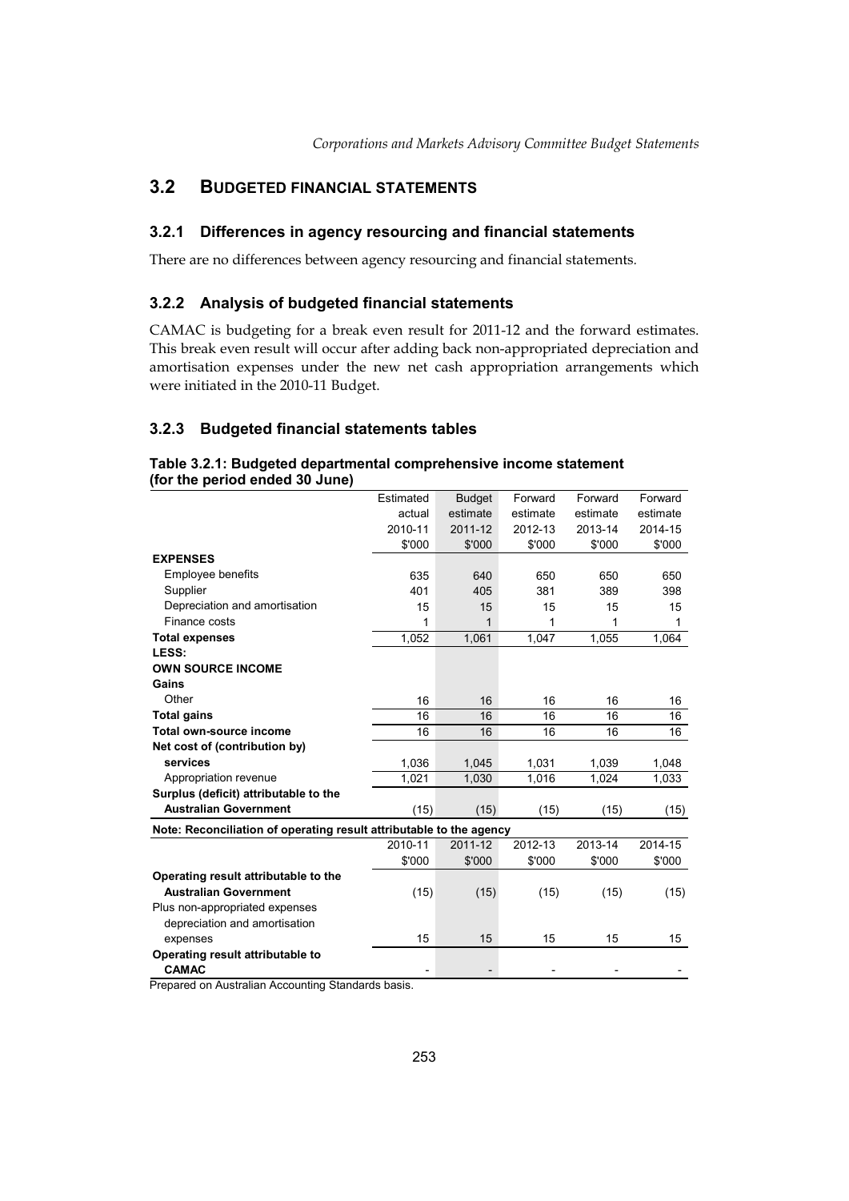## 3.2 BUDGETED FINANCIAL STATEMENTS

### 3.2.1 Differences in agency resourcing and financial statements

There are no differences between agency resourcing and financial statements.

### 3.2.2 Analysis of budgeted financial statements

CAMAC is budgeting for a break even result for 2011-12 and the forward estimates. This break even result will occur after adding back non-appropriated depreciation and amortisation expenses under the new net cash appropriation arrangements which were initiated in the 2010-11 Budget.

### 3.2.3 Budgeted financial statements tables

**Table 3.2.1: Budgeted departmental comprehensive income statement (for the period ended 30 June)**

| | Estimated actual 2010-11 $'000 | Budget estimate 2011-12 $'000 | Forward estimate 2012-13 $'000 | Forward estimate 2013-14 $'000 | Forward estimate 2014-15 $'000 |
|---|---|---|---|---|---|
| **EXPENSES** | | | | | |
| Employee benefits | 635 | 640 | 650 | 650 | 650 |
| Supplier | 401 | 405 | 381 | 389 | 398 |
| Depreciation and amortisation | 15 | 15 | 15 | 15 | 15 |
| Finance costs | 1 | 1 | 1 | 1 | 1 |
| **Total expenses** | 1,052 | 1,061 | 1,047 | 1,055 | 1,064 |
| **LESS:** | | | | | |
| **OWN SOURCE INCOME** | | | | | |
| **Gains** | | | | | |
| Other | 16 | 16 | 16 | 16 | 16 |
| **Total gains** | 16 | 16 | 16 | 16 | 16 |
| **Total own-source income** | 16 | 16 | 16 | 16 | 16 |
| **Net cost of (contribution by) services** | 1,036 | 1,045 | 1,031 | 1,039 | 1,048 |
| Appropriation revenue | 1,021 | 1,030 | 1,016 | 1,024 | 1,033 |
| **Surplus (deficit) attributable to the Australian Government** | (15) | (15) | (15) | (15) | (15) |

**Note: Reconciliation of operating result attributable to the agency**

| | 2010-11 $'000 | 2011-12 $'000 | 2012-13 $'000 | 2013-14 $'000 | 2014-15 $'000 |
|---|---|---|---|---|---|
| **Operating result attributable to the Australian Government** | (15) | (15) | (15) | (15) | (15) |
| Plus non-appropriated expenses depreciation and amortisation expenses | 15 | 15 | 15 | 15 | 15 |
| **Operating result attributable to CAMAC** | - | - | - | - | - |

Prepared on Australian Accounting Standards basis.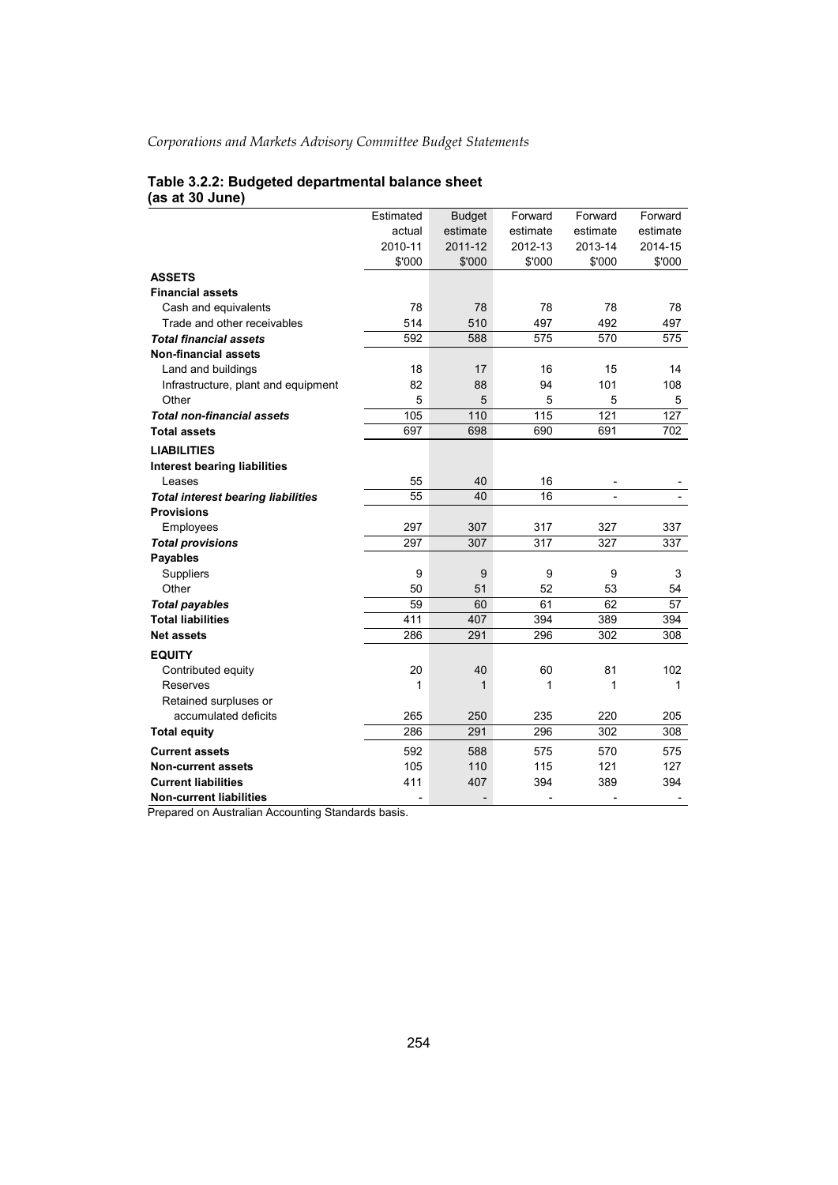**Table 3.2.2: Budgeted departmental balance sheet (as at 30 June)**

| | Estimated actual 2010-11 $'000 | Budget estimate 2011-12 $'000 | Forward estimate 2012-13 $'000 | Forward estimate 2013-14 $'000 | Forward estimate 2014-15 $'000 |
|---|---|---|---|---|---|
| **ASSETS** | | | | | |
| **Financial assets** | | | | | |
| Cash and equivalents | 78 | 78 | 78 | 78 | 78 |
| Trade and other receivables | 514 | 510 | 497 | 492 | 497 |
| ***Total financial assets*** | 592 | 588 | 575 | 570 | 575 |
| **Non-financial assets** | | | | | |
| Land and buildings | 18 | 17 | 16 | 15 | 14 |
| Infrastructure, plant and equipment | 82 | 88 | 94 | 101 | 108 |
| Other | 5 | 5 | 5 | 5 | 5 |
| ***Total non-financial assets*** | 105 | 110 | 115 | 121 | 127 |
| **Total assets** | 697 | 698 | 690 | 691 | 702 |
| **LIABILITIES** | | | | | |
| **Interest bearing liabilities** | | | | | |
| Leases | 55 | 40 | 16 | - | - |
| ***Total interest bearing liabilities*** | 55 | 40 | 16 | - | - |
| **Provisions** | | | | | |
| Employees | 297 | 307 | 317 | 327 | 337 |
| ***Total provisions*** | 297 | 307 | 317 | 327 | 337 |
| **Payables** | | | | | |
| Suppliers | 9 | 9 | 9 | 9 | 3 |
| Other | 50 | 51 | 52 | 53 | 54 |
| ***Total payables*** | 59 | 60 | 61 | 62 | 57 |
| **Total liabilities** | 411 | 407 | 394 | 389 | 394 |
| **Net assets** | 286 | 291 | 296 | 302 | 308 |
| **EQUITY** | | | | | |
| Contributed equity | 20 | 40 | 60 | 81 | 102 |
| Reserves | 1 | 1 | 1 | 1 | 1 |
| Retained surpluses or accumulated deficits | 265 | 250 | 235 | 220 | 205 |
| **Total equity** | 286 | 291 | 296 | 302 | 308 |
| **Current assets** | 592 | 588 | 575 | 570 | 575 |
| **Non-current assets** | 105 | 110 | 115 | 121 | 127 |
| **Current liabilities** | 411 | 407 | 394 | 389 | 394 |
| **Non-current liabilities** | - | - | - | - | - |

Prepared on Australian Accounting Standards basis.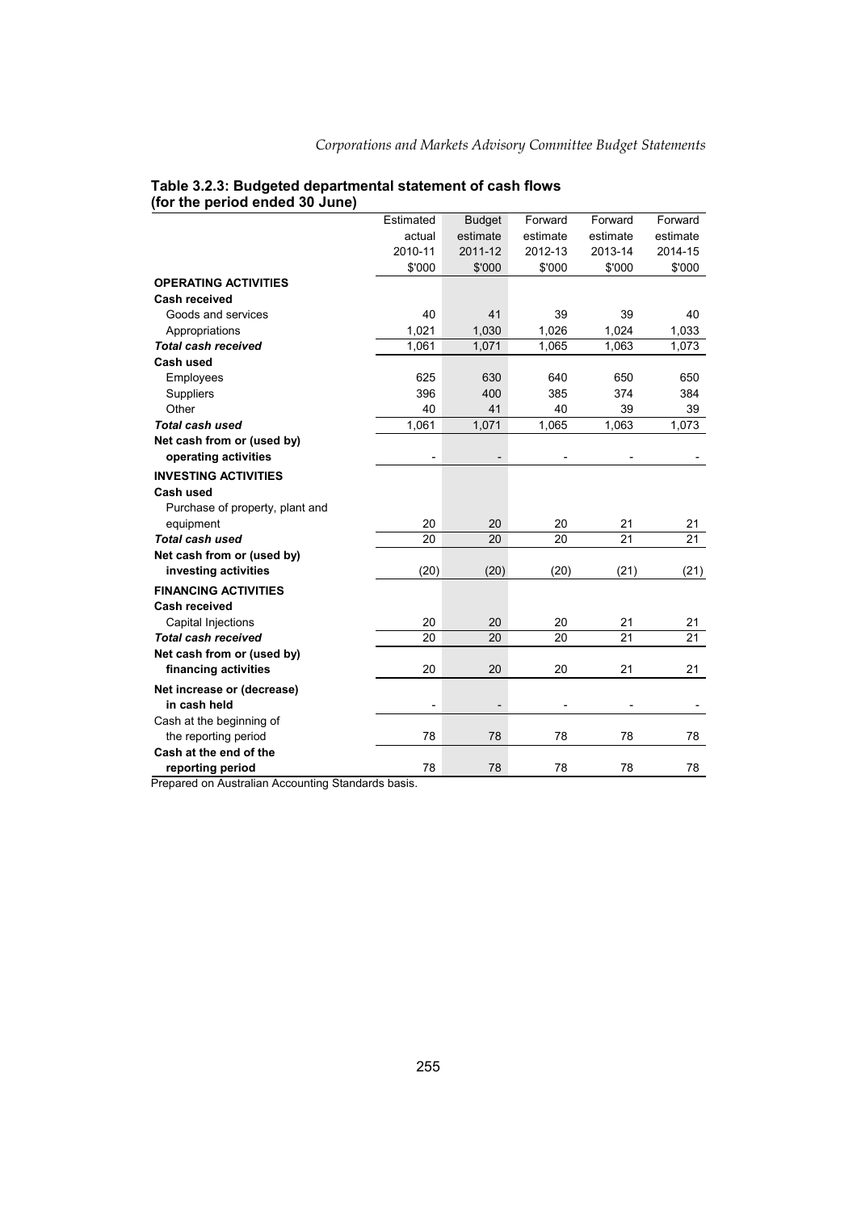**Table 3.2.3: Budgeted departmental statement of cash flows (for the period ended 30 June)**

| | Estimated actual 2010-11 $'000 | Budget estimate 2011-12 $'000 | Forward estimate 2012-13 $'000 | Forward estimate 2013-14 $'000 | Forward estimate 2014-15 $'000 |
|---|---|---|---|---|---|
| **OPERATING ACTIVITIES** | | | | | |
| **Cash received** | | | | | |
| Goods and services | 40 | 41 | 39 | 39 | 40 |
| Appropriations | 1,021 | 1,030 | 1,026 | 1,024 | 1,033 |
| ***Total cash received*** | 1,061 | 1,071 | 1,065 | 1,063 | 1,073 |
| **Cash used** | | | | | |
| Employees | 625 | 630 | 640 | 650 | 650 |
| Suppliers | 396 | 400 | 385 | 374 | 384 |
| Other | 40 | 41 | 40 | 39 | 39 |
| ***Total cash used*** | 1,061 | 1,071 | 1,065 | 1,063 | 1,073 |
| **Net cash from or (used by) operating activities** | - | - | - | - | - |
| **INVESTING ACTIVITIES** | | | | | |
| **Cash used** | | | | | |
| Purchase of property, plant and equipment | 20 | 20 | 20 | 21 | 21 |
| ***Total cash used*** | 20 | 20 | 20 | 21 | 21 |
| **Net cash from or (used by) investing activities** | (20) | (20) | (20) | (21) | (21) |
| **FINANCING ACTIVITIES** | | | | | |
| **Cash received** | | | | | |
| Capital Injections | 20 | 20 | 20 | 21 | 21 |
| ***Total cash received*** | 20 | 20 | 20 | 21 | 21 |
| **Net cash from or (used by) financing activities** | 20 | 20 | 20 | 21 | 21 |
| **Net increase or (decrease) in cash held** | - | - | - | - | - |
| Cash at the beginning of the reporting period | 78 | 78 | 78 | 78 | 78 |
| **Cash at the end of the reporting period** | 78 | 78 | 78 | 78 | 78 |

Prepared on Australian Accounting Standards basis.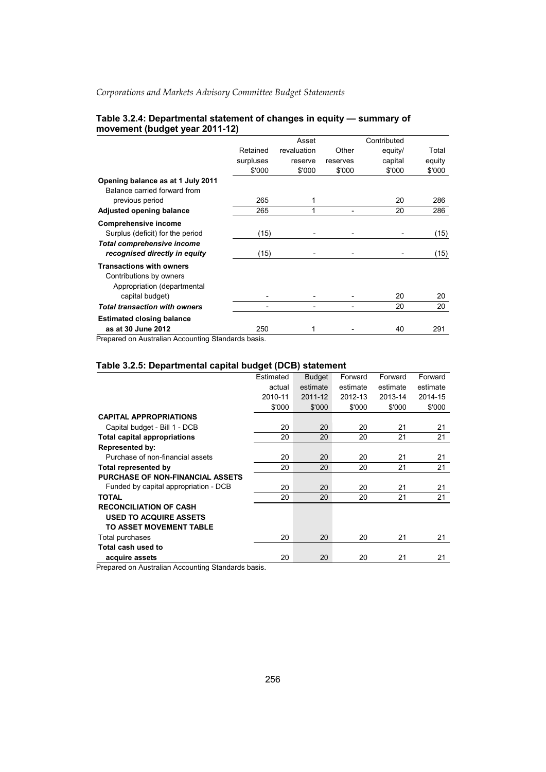#### Table 3.2.4: Departmental statement of changes in equity — summary of movement (budget year 2011-12)

| | Retained surpluses $'000 | Asset revaluation reserve $'000 | Other reserves $'000 | Contributed equity/ capital $'000 | Total equity $'000 |
|---|---|---|---|---|---|
| **Opening balance as at 1 July 2011** | | | | | |
| Balance carried forward from previous period | 265 | 1 | | 20 | 286 |
| **Adjusted opening balance** | 265 | 1 | - | 20 | 286 |
| **Comprehensive income** | | | | | |
| Surplus (deficit) for the period | (15) | - | - | - | (15) |
| ***Total comprehensive income recognised directly in equity*** | (15) | - | - | - | (15) |
| **Transactions with owners** | | | | | |
| Contributions by owners | | | | | |
| Appropriation (departmental capital budget) | - | - | - | 20 | 20 |
| ***Total transaction with owners*** | - | - | - | 20 | 20 |
| **Estimated closing balance as at 30 June 2012** | 250 | 1 | - | 40 | 291 |

Prepared on Australian Accounting Standards basis.

#### Table 3.2.5: Departmental capital budget (DCB) statement

| | Estimated actual 2010-11 $'000 | Budget estimate 2011-12 $'000 | Forward estimate 2012-13 $'000 | Forward estimate 2013-14 $'000 | Forward estimate 2014-15 $'000 |
|---|---|---|---|---|---|
| **CAPITAL APPROPRIATIONS** | | | | | |
| Capital budget - Bill 1 - DCB | 20 | 20 | 20 | 21 | 21 |
| **Total capital appropriations** | 20 | 20 | 20 | 21 | 21 |
| **Represented by:** | | | | | |
| Purchase of non-financial assets | 20 | 20 | 20 | 21 | 21 |
| **Total represented by** | 20 | 20 | 20 | 21 | 21 |
| **PURCHASE OF NON-FINANCIAL ASSETS** | | | | | |
| Funded by capital appropriation - DCB | 20 | 20 | 20 | 21 | 21 |
| **TOTAL** | 20 | 20 | 20 | 21 | 21 |
| **RECONCILIATION OF CASH USED TO ACQUIRE ASSETS TO ASSET MOVEMENT TABLE** | | | | | |
| Total purchases | 20 | 20 | 20 | 21 | 21 |
| **Total cash used to acquire assets** | 20 | 20 | 20 | 21 | 21 |

Prepared on Australian Accounting Standards basis.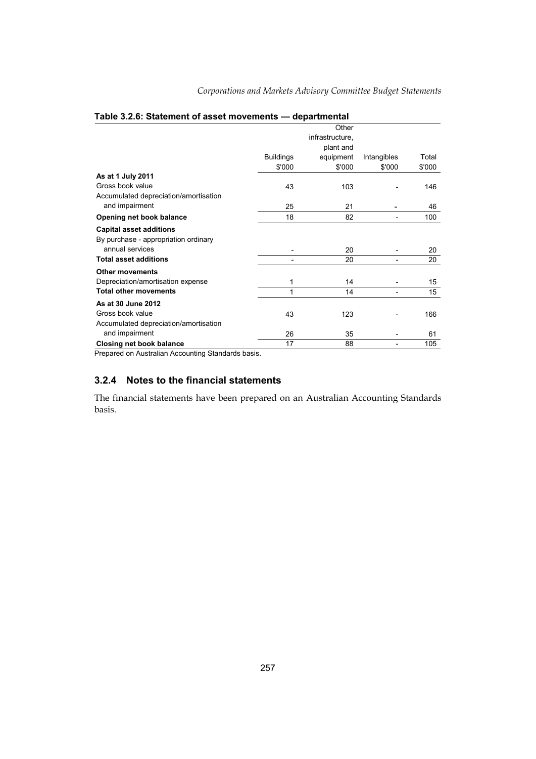**Table 3.2.6: Statement of asset movements — departmental**

| | Buildings $'000 | Other infrastructure, plant and equipment $'000 | Intangibles $'000 | Total $'000 |
|---|---|---|---|---|
| **As at 1 July 2011** | | | | |
| Gross book value | 43 | 103 | - | 146 |
| Accumulated depreciation/amortisation and impairment | 25 | 21 | - | 46 |
| **Opening net book balance** | 18 | 82 | - | 100 |
| **Capital asset additions** | | | | |
| By purchase - appropriation ordinary annual services | - | 20 | - | 20 |
| **Total asset additions** | - | 20 | - | 20 |
| **Other movements** | | | | |
| Depreciation/amortisation expense | 1 | 14 | - | 15 |
| **Total other movements** | 1 | 14 | - | 15 |
| **As at 30 June 2012** | | | | |
| Gross book value | 43 | 123 | - | 166 |
| Accumulated depreciation/amortisation and impairment | 26 | 35 | - | 61 |
| **Closing net book balance** | 17 | 88 | - | 105 |

Prepared on Australian Accounting Standards basis.

### 3.2.4 Notes to the financial statements

The financial statements have been prepared on an Australian Accounting Standards basis.